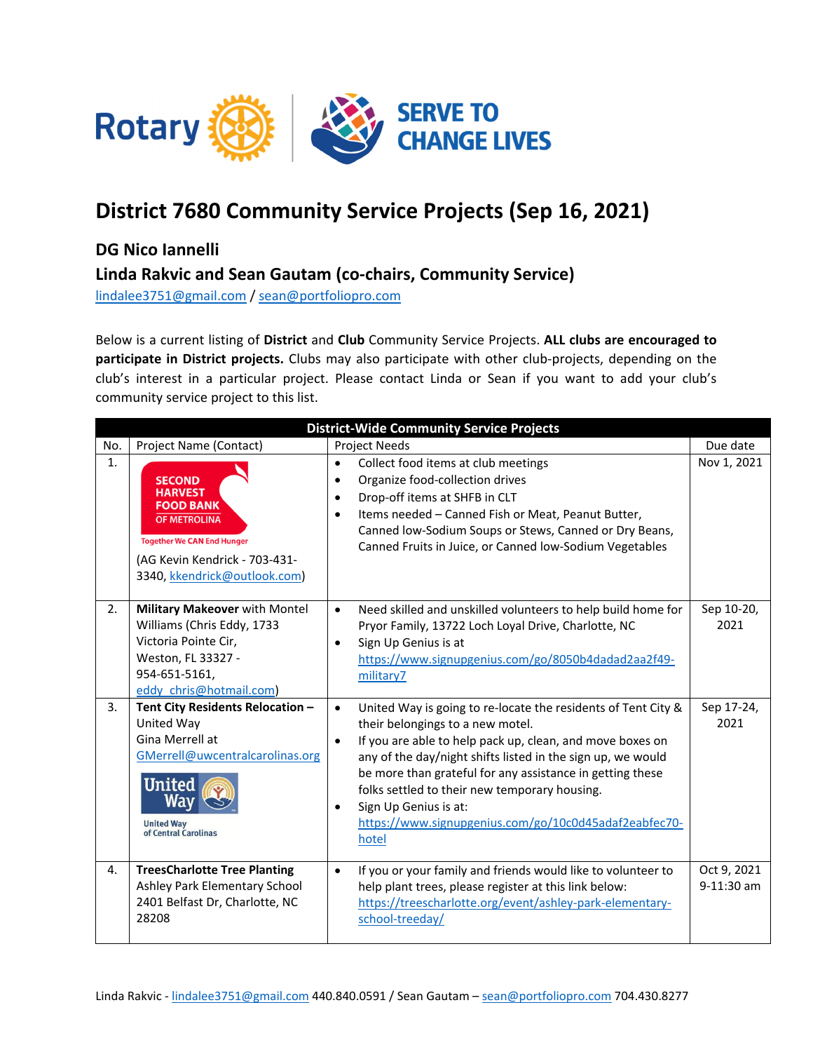# District 7680 Community Service Projects (Sep 16, 2021)

## DG Nico Iannelli

## Linda Rakvic and Sean Gautam (co-chairs, Community Service)

lindalee3751@gmail.com / sean@portfoliopro.com

Below is a current listing of **District** and **Club** Community Service Projects. **ALL clubs are encouraged to participate in District projects.** Clubs may also participate with other club-projects, depending on the club's interest in a particular project. Please contact Linda or Sean if you want to add your club's community service project to this list.

| District-Wide Community Service Projects | | | |
|---|---|---|---|
| No. | Project Name (Contact) | Project Needs | Due date |
| 1. | SECOND HARVEST FOOD BANK OF METROLINA – Together We CAN End Hunger (AG Kevin Kendrick - 703-431-3340, kkendrick@outlook.com) | • Collect food items at club meetings<br>• Organize food-collection drives<br>• Drop-off items at SHFB in CLT<br>• Items needed – Canned Fish or Meat, Peanut Butter, Canned low-Sodium Soups or Stews, Canned or Dry Beans, Canned Fruits in Juice, or Canned low-Sodium Vegetables | Nov 1, 2021 |
| 2. | **Military Makeover** with Montel Williams (Chris Eddy, 1733 Victoria Pointe Cir, Weston, FL 33327 - 954-651-5161, eddy_chris@hotmail.com) | • Need skilled and unskilled volunteers to help build home for Pryor Family, 13722 Loch Loyal Drive, Charlotte, NC<br>• Sign Up Genius is at https://www.signupgenius.com/go/8050b4dadad2aa2f49-military7 | Sep 10-20, 2021 |
| 3. | **Tent City Residents Relocation –** United Way Gina Merrell at GMerrell@uwcentralcarolinas.org United Way of Central Carolinas | • United Way is going to re-locate the residents of Tent City & their belongings to a new motel.<br>• If you are able to help pack up, clean, and move boxes on any of the day/night shifts listed in the sign up, we would be more than grateful for any assistance in getting these folks settled to their new temporary housing.<br>• Sign Up Genius is at: https://www.signupgenius.com/go/10c0d45adaf2eabfec70-hotel | Sep 17-24, 2021 |
| 4. | **TreesCharlotte Tree Planting** Ashley Park Elementary School 2401 Belfast Dr, Charlotte, NC 28208 | • If you or your family and friends would like to volunteer to help plant trees, please register at this link below: https://treescharlotte.org/event/ashley-park-elementary-school-treeday/ | Oct 9, 2021 9-11:30 am |

Linda Rakvic - lindalee3751@gmail.com 440.840.0591 / Sean Gautam – sean@portfoliopro.com 704.430.8277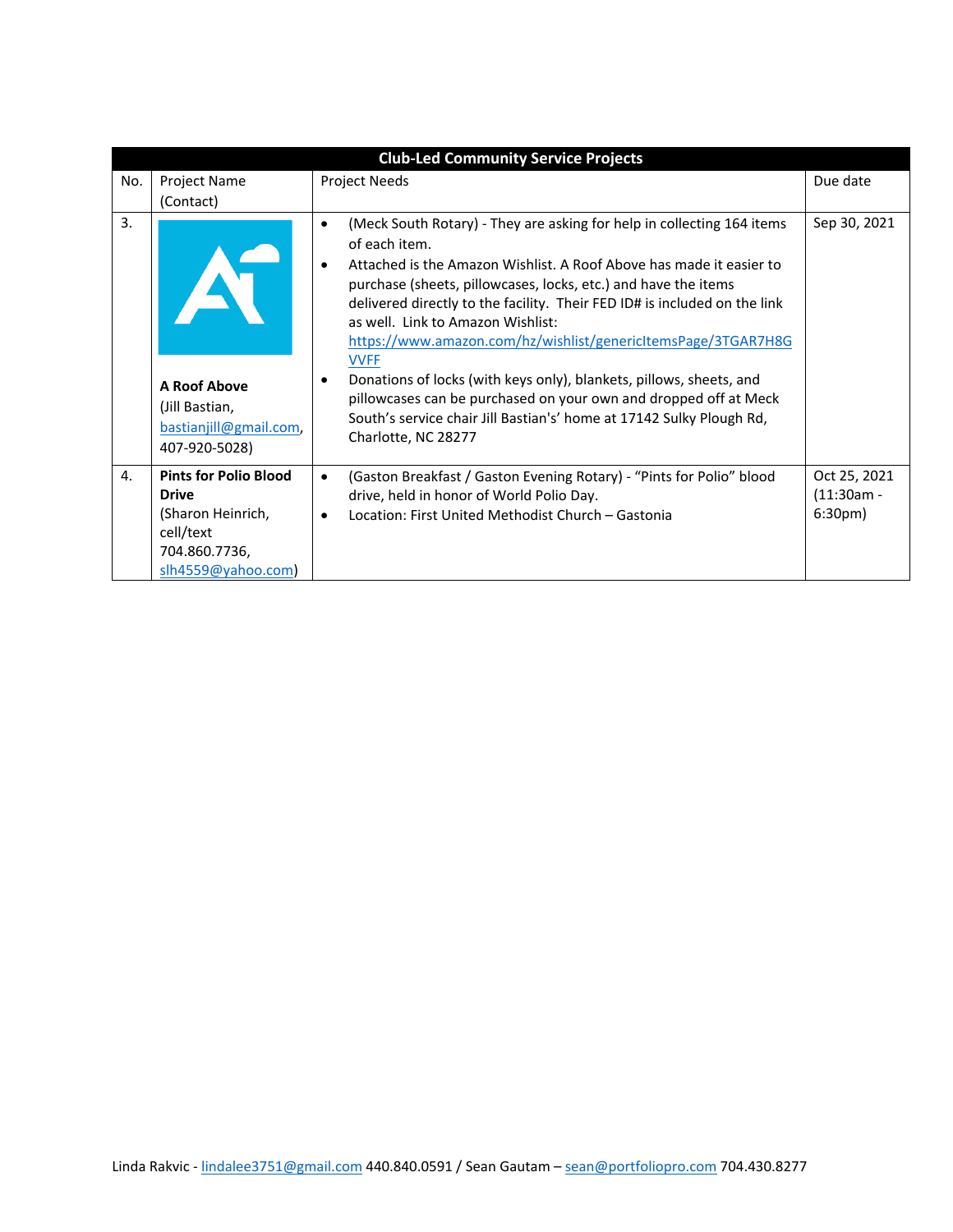| Club-Led Community Service Projects | | | |
|---|---|---|---|
| No. | Project Name (Contact) | Project Needs | Due date |
| 3. | **A Roof Above** (Jill Bastian, bastianjill@gmail.com, 407-920-5028) | • (Meck South Rotary) - They are asking for help in collecting 164 items of each item.<br>• Attached is the Amazon Wishlist. A Roof Above has made it easier to purchase (sheets, pillowcases, locks, etc.) and have the items delivered directly to the facility. Their FED ID# is included on the link as well. Link to Amazon Wishlist: https://www.amazon.com/hz/wishlist/genericItemsPage/3TGAR7H8GVVFF<br>• Donations of locks (with keys only), blankets, pillows, sheets, and pillowcases can be purchased on your own and dropped off at Meck South's service chair Jill Bastian's' home at 17142 Sulky Plough Rd, Charlotte, NC 28277 | Sep 30, 2021 |
| 4. | **Pints for Polio Blood Drive** (Sharon Heinrich, cell/text 704.860.7736, slh4559@yahoo.com) | • (Gaston Breakfast / Gaston Evening Rotary) - "Pints for Polio" blood drive, held in honor of World Polio Day.<br>• Location: First United Methodist Church – Gastonia | Oct 25, 2021 (11:30am - 6:30pm) |

Linda Rakvic - lindalee3751@gmail.com 440.840.0591 / Sean Gautam – sean@portfoliopro.com 704.430.8277